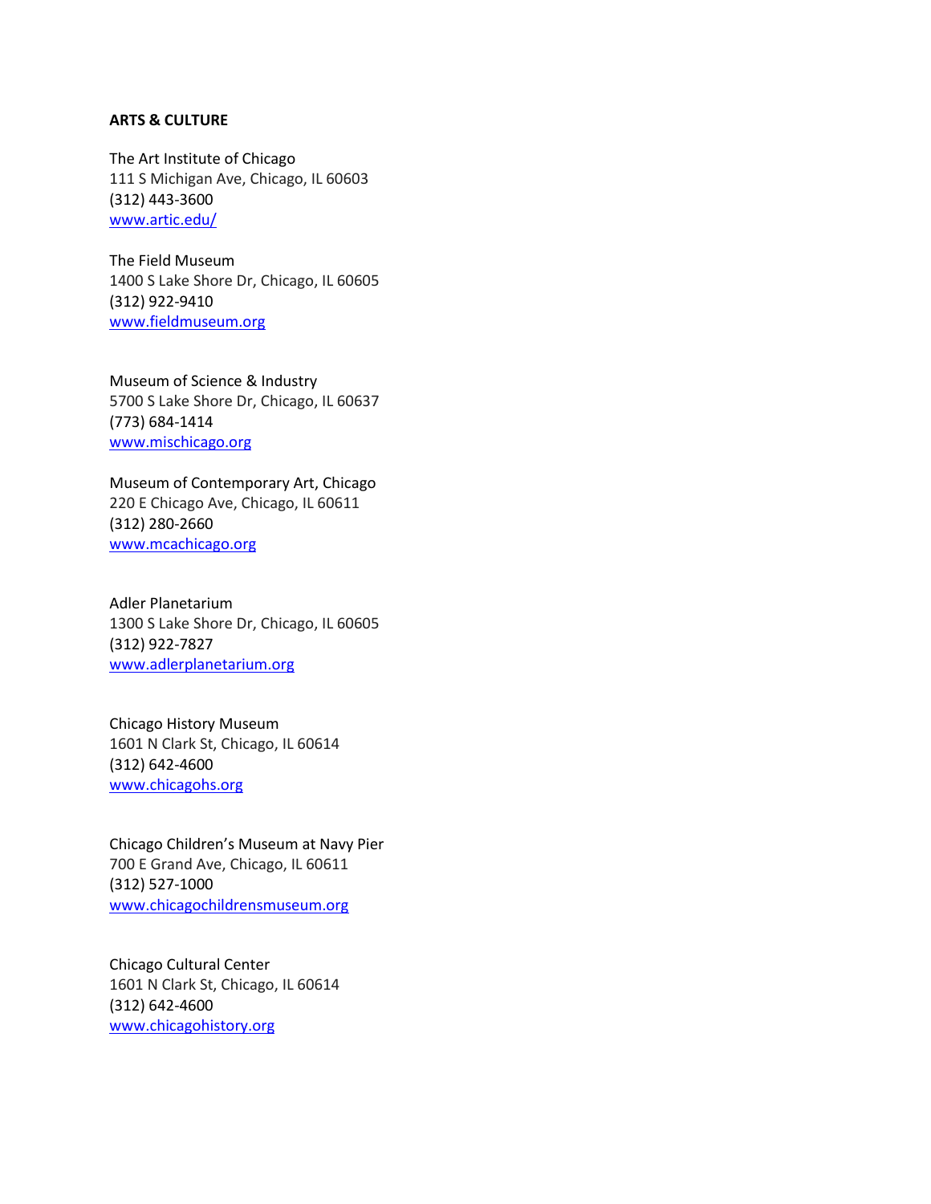**ARTS & CULTURE**

The Art Institute of Chicago
111 S Michigan Ave, Chicago, IL 60603
(312) 443-3600
www.artic.edu/

The Field Museum
1400 S Lake Shore Dr, Chicago, IL 60605
(312) 922-9410
www.fieldmuseum.org

Museum of Science & Industry
5700 S Lake Shore Dr, Chicago, IL 60637
(773) 684-1414
www.mischicago.org

Museum of Contemporary Art, Chicago
220 E Chicago Ave, Chicago, IL 60611
(312) 280-2660
www.mcachicago.org

Adler Planetarium
1300 S Lake Shore Dr, Chicago, IL 60605
(312) 922-7827
www.adlerplanetarium.org

Chicago History Museum
1601 N Clark St, Chicago, IL 60614
(312) 642-4600
www.chicagohs.org

Chicago Children's Museum at Navy Pier
700 E Grand Ave, Chicago, IL 60611
(312) 527-1000
www.chicagochildrensmuseum.org

Chicago Cultural Center
1601 N Clark St, Chicago, IL 60614
(312) 642-4600
www.chicagohistory.org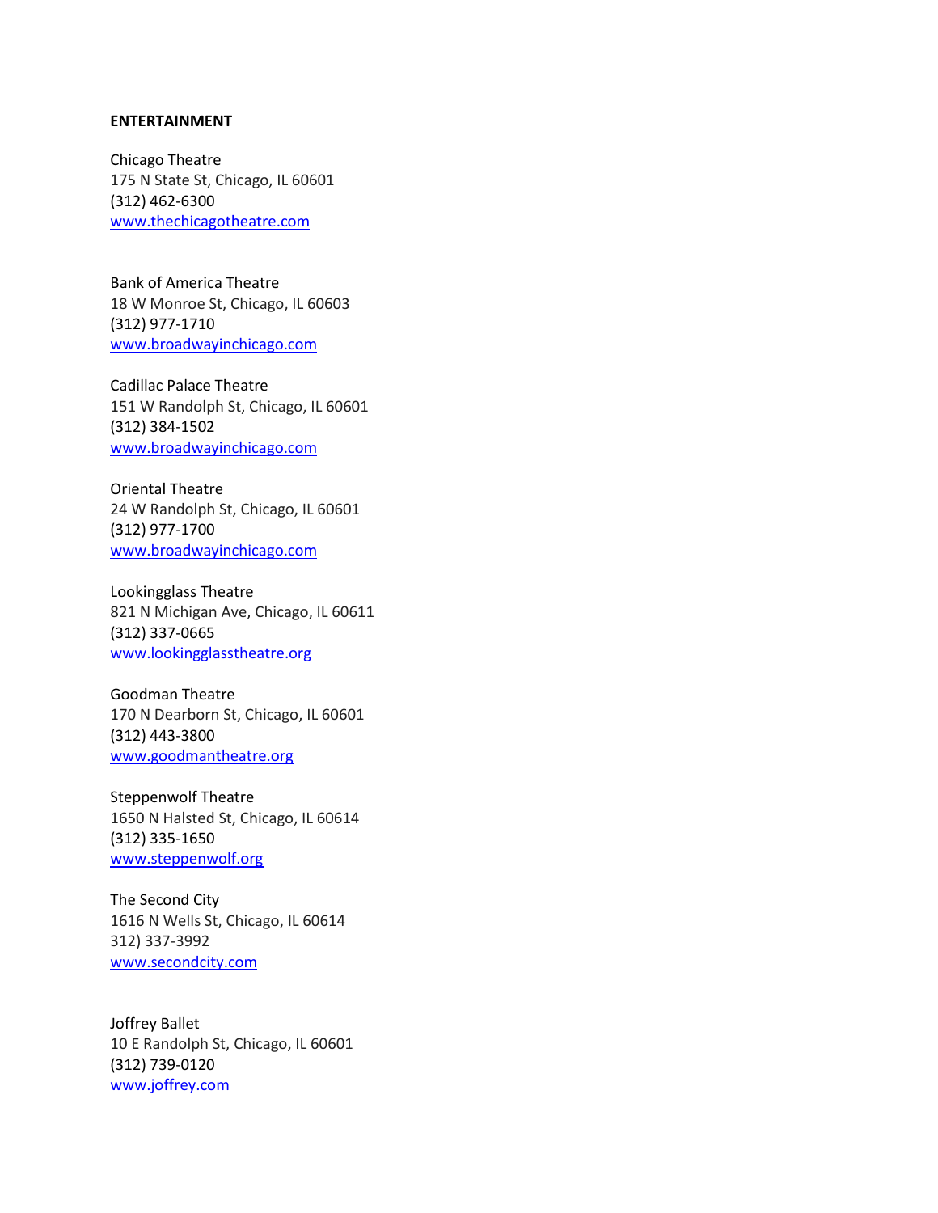**ENTERTAINMENT**

Chicago Theatre
175 N State St, Chicago, IL 60601
(312) 462-6300
www.thechicagotheatre.com

Bank of America Theatre
18 W Monroe St, Chicago, IL 60603
(312) 977-1710
www.broadwayinchicago.com

Cadillac Palace Theatre
151 W Randolph St, Chicago, IL 60601
(312) 384-1502
www.broadwayinchicago.com

Oriental Theatre
24 W Randolph St, Chicago, IL 60601
(312) 977-1700
www.broadwayinchicago.com

Lookingglass Theatre
821 N Michigan Ave, Chicago, IL 60611
(312) 337-0665
www.lookingglasstheatre.org

Goodman Theatre
170 N Dearborn St, Chicago, IL 60601
(312) 443-3800
www.goodmantheatre.org

Steppenwolf Theatre
1650 N Halsted St, Chicago, IL 60614
(312) 335-1650
www.steppenwolf.org

The Second City
1616 N Wells St, Chicago, IL 60614
312) 337-3992
www.secondcity.com

Joffrey Ballet
10 E Randolph St, Chicago, IL 60601
(312) 739-0120
www.joffrey.com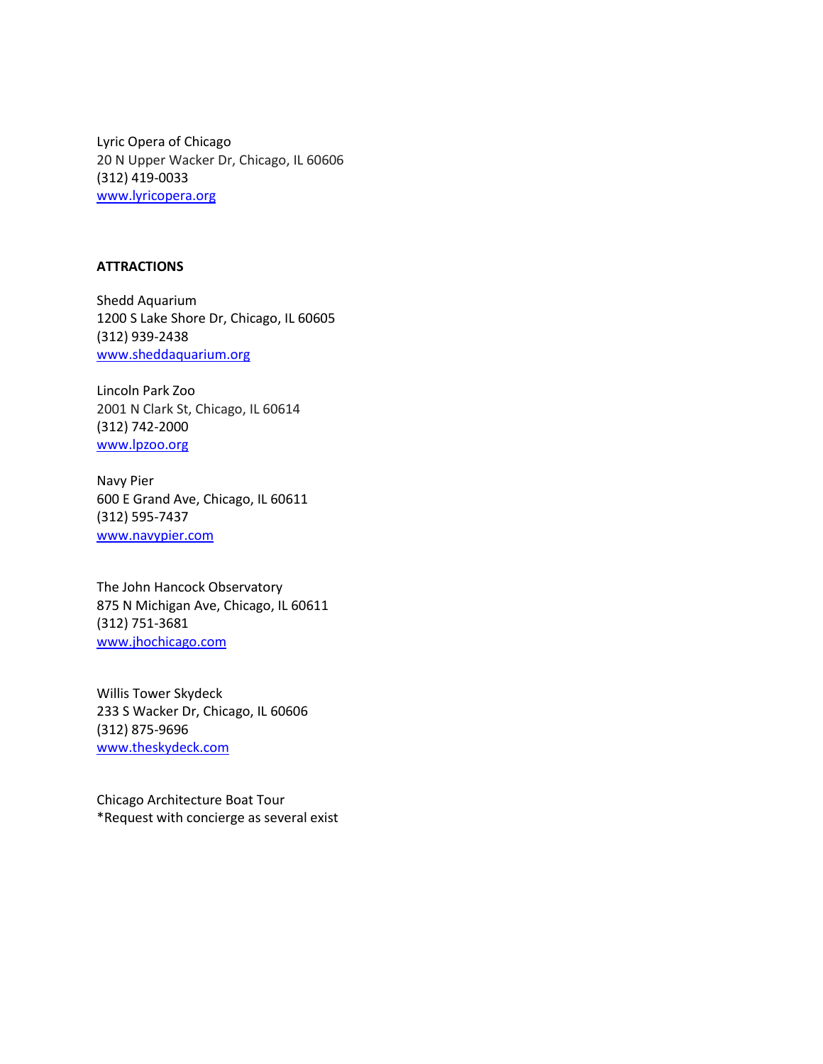Lyric Opera of Chicago
20 N Upper Wacker Dr, Chicago, IL 60606
(312) 419-0033
[www.lyricopera.org](http://www.lyricopera.org)

**ATTRACTIONS**

Shedd Aquarium
1200 S Lake Shore Dr, Chicago, IL 60605
(312) 939-2438
[www.sheddaquarium.org](http://www.sheddaquarium.org)

Lincoln Park Zoo
2001 N Clark St, Chicago, IL 60614
(312) 742-2000
[www.lpzoo.org](http://www.lpzoo.org)

Navy Pier
600 E Grand Ave, Chicago, IL 60611
(312) 595-7437
[www.navypier.com](http://www.navypier.com)

The John Hancock Observatory
875 N Michigan Ave, Chicago, IL 60611
(312) 751-3681
[www.jhochicago.com](http://www.jhochicago.com)

Willis Tower Skydeck
233 S Wacker Dr, Chicago, IL 60606
(312) 875-9696
[www.theskydeck.com](http://www.theskydeck.com)

Chicago Architecture Boat Tour
*Request with concierge as several exist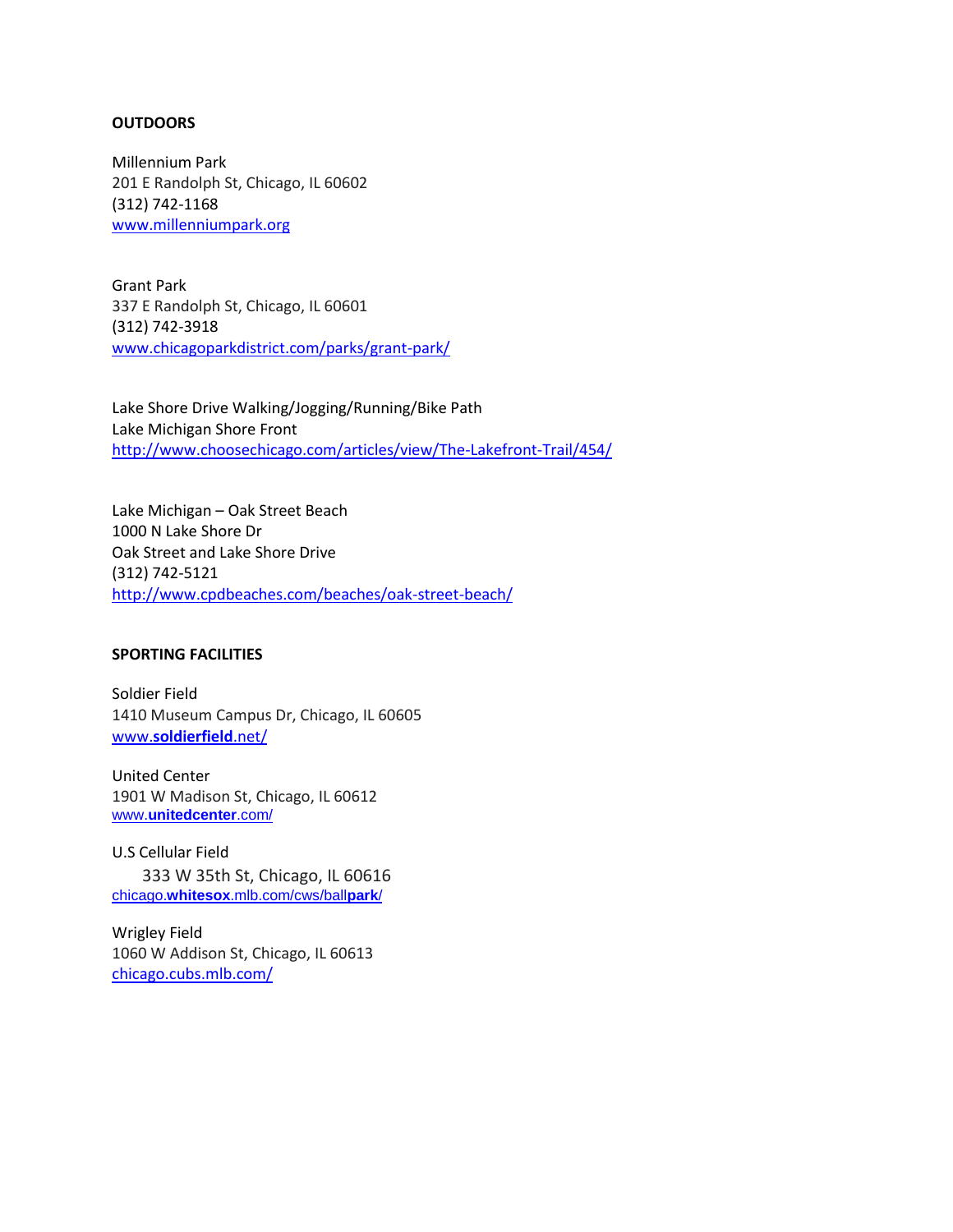**OUTDOORS**

Millennium Park
201 E Randolph St, Chicago, IL 60602
(312) 742-1168
www.millenniumpark.org

Grant Park
337 E Randolph St, Chicago, IL 60601
(312) 742-3918
www.chicagoparkdistrict.com/parks/grant-park/

Lake Shore Drive Walking/Jogging/Running/Bike Path
Lake Michigan Shore Front
http://www.choosechicago.com/articles/view/The-Lakefront-Trail/454/

Lake Michigan – Oak Street Beach
1000 N Lake Shore Dr
Oak Street and Lake Shore Drive
(312) 742-5121
http://www.cpdbeaches.com/beaches/oak-street-beach/

**SPORTING FACILITIES**

Soldier Field
1410 Museum Campus Dr, Chicago, IL 60605
www.**soldierfield**.net/

United Center
1901 W Madison St, Chicago, IL 60612
www.**unitedcenter**.com/

U.S Cellular Field
333 W 35th St, Chicago, IL 60616
chicago.**whitesox**.mlb.com/cws/ball**park**/

Wrigley Field
1060 W Addison St, Chicago, IL 60613
chicago.cubs.mlb.com/